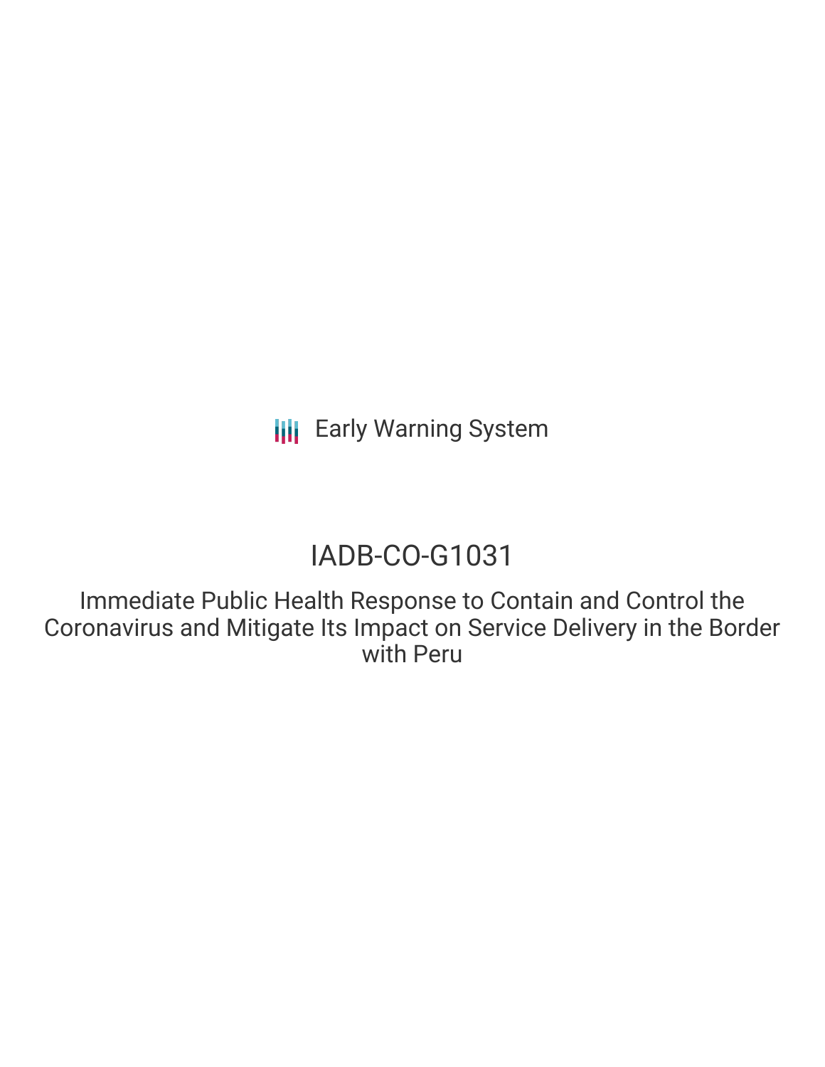Early Warning System

# IADB-CO-G1031

## Immediate Public Health Response to Contain and Control the Coronavirus and Mitigate Its Impact on Service Delivery in the Border with Peru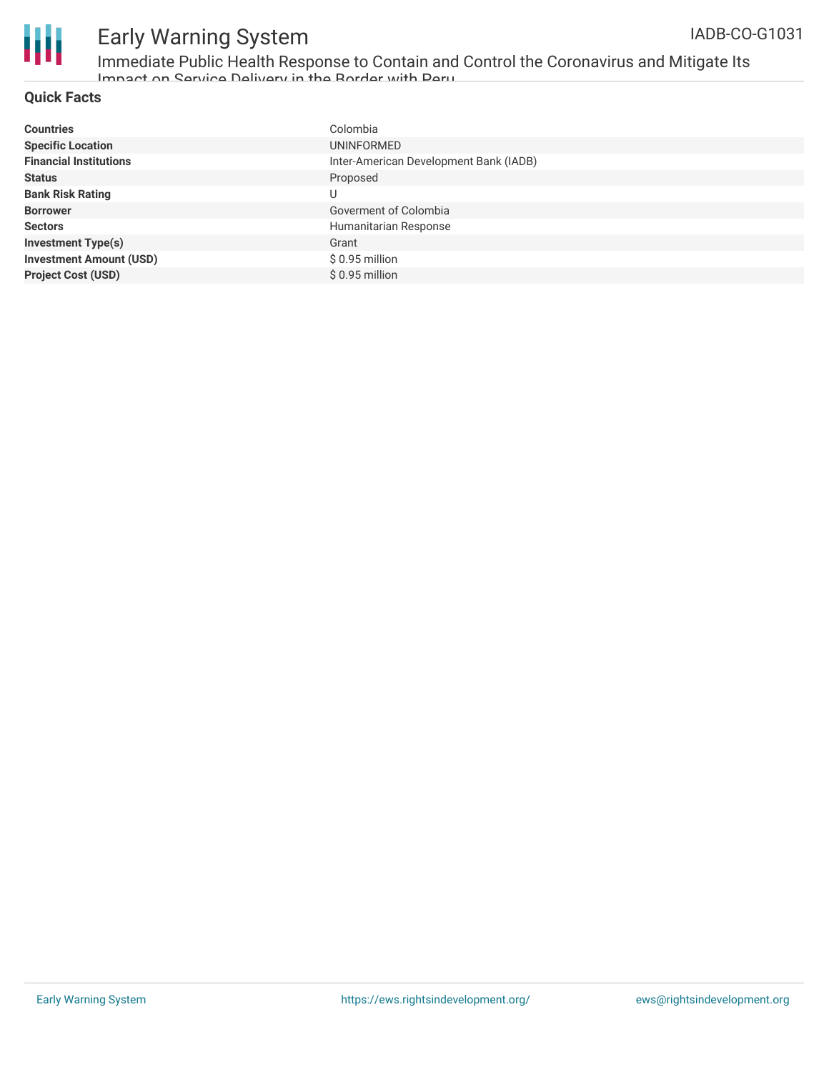### Quick Facts

| | |
|---|---|
| **Countries** | Colombia |
| **Specific Location** | UNINFORMED |
| **Financial Institutions** | Inter-American Development Bank (IADB) |
| **Status** | Proposed |
| **Bank Risk Rating** | U |
| **Borrower** | Goverment of Colombia |
| **Sectors** | Humanitarian Response |
| **Investment Type(s)** | Grant |
| **Investment Amount (USD)** | $ 0.95 million |
| **Project Cost (USD)** | $ 0.95 million |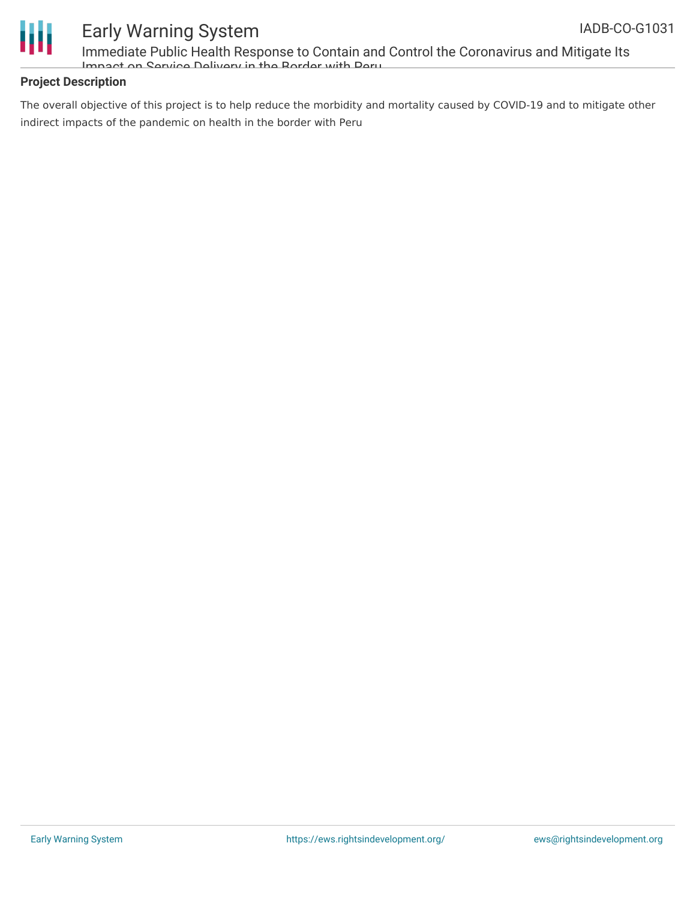## Project Description

The overall objective of this project is to help reduce the morbidity and mortality caused by COVID-19 and to mitigate other indirect impacts of the pandemic on health in the border with Peru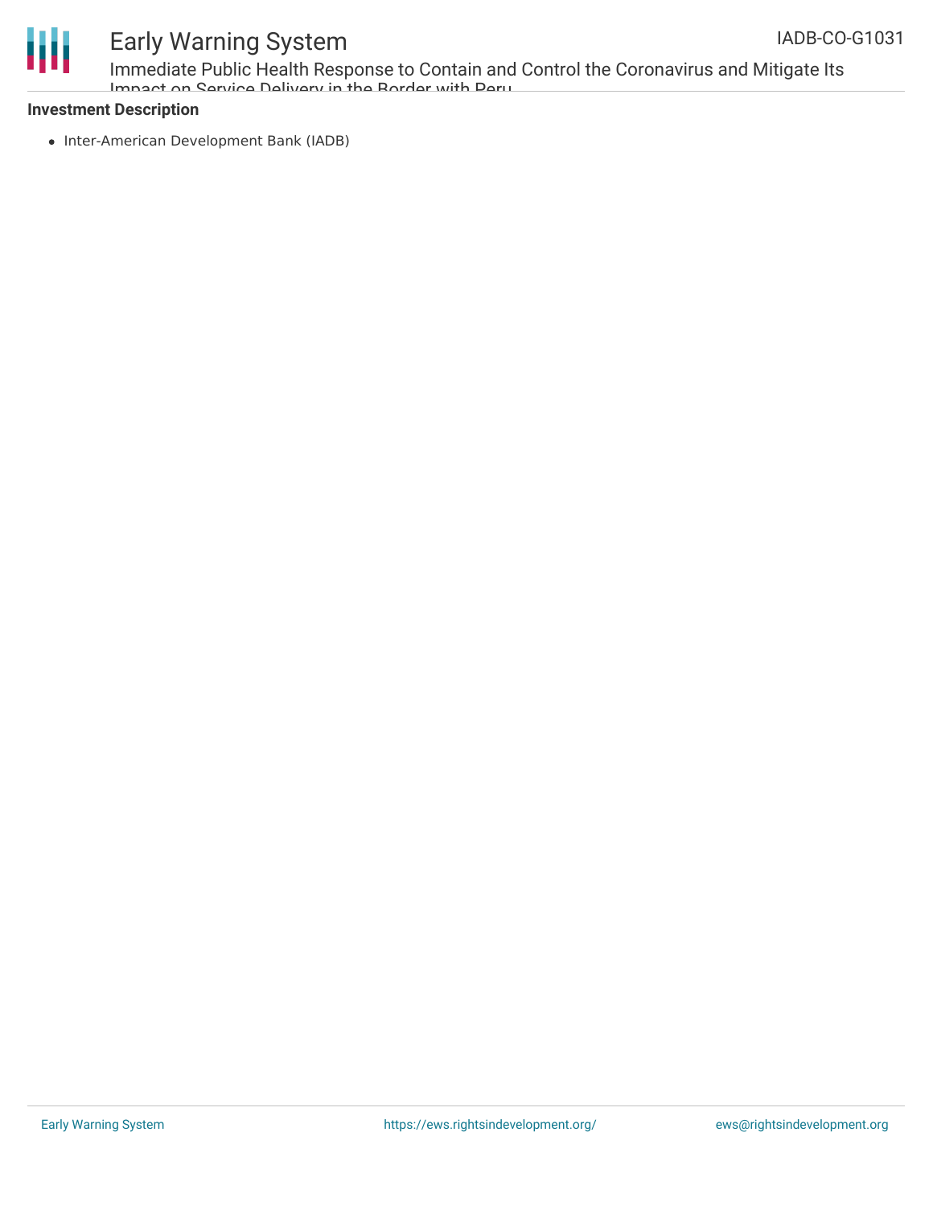**Investment Description**

- Inter-American Development Bank (IADB)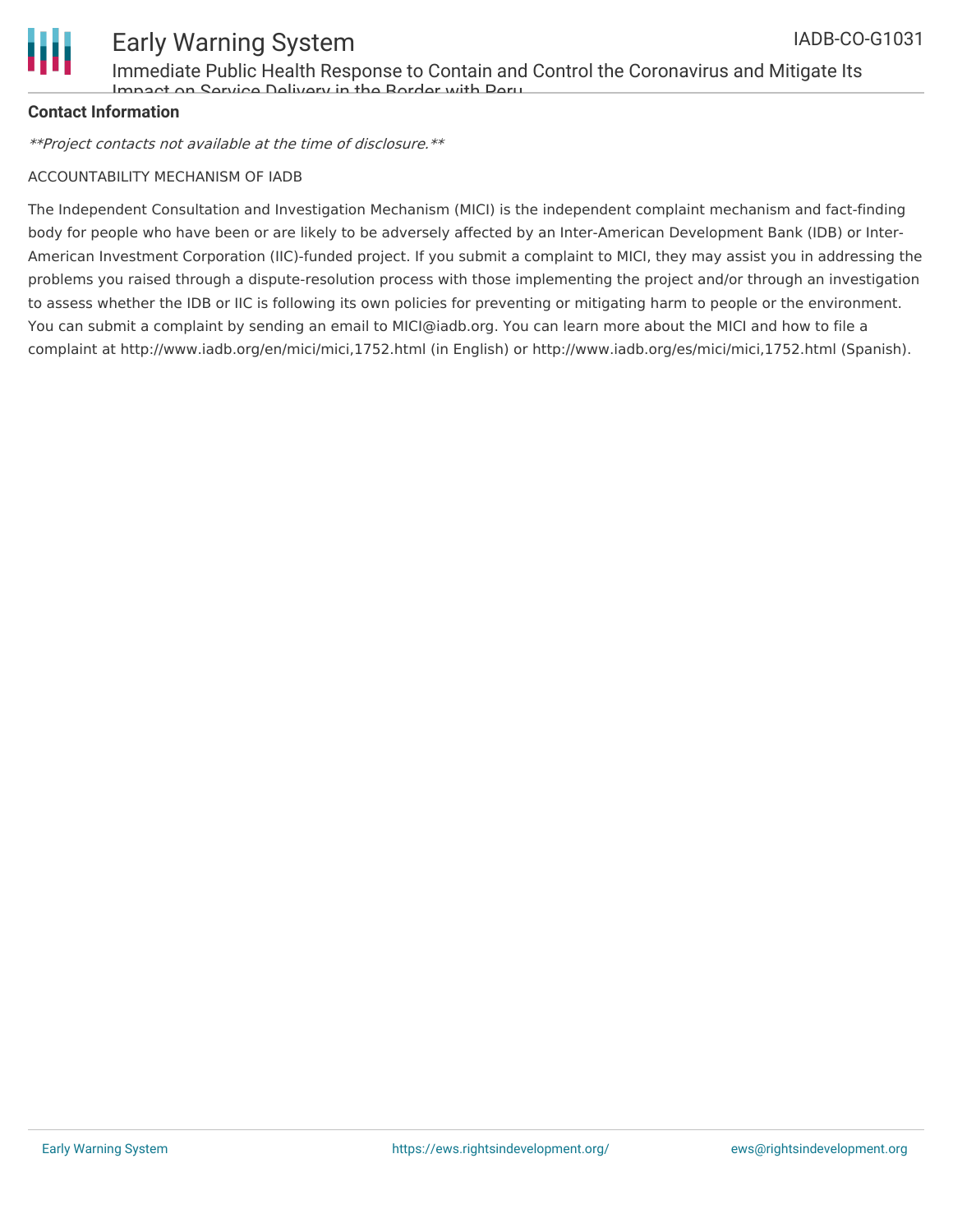**Contact Information**

*\*\*Project contacts not available at the time of disclosure.\*\**

ACCOUNTABILITY MECHANISM OF IADB

The Independent Consultation and Investigation Mechanism (MICI) is the independent complaint mechanism and fact-finding body for people who have been or are likely to be adversely affected by an Inter-American Development Bank (IDB) or Inter-American Investment Corporation (IIC)-funded project. If you submit a complaint to MICI, they may assist you in addressing the problems you raised through a dispute-resolution process with those implementing the project and/or through an investigation to assess whether the IDB or IIC is following its own policies for preventing or mitigating harm to people or the environment. You can submit a complaint by sending an email to MICI@iadb.org. You can learn more about the MICI and how to file a complaint at http://www.iadb.org/en/mici/mici,1752.html (in English) or http://www.iadb.org/es/mici/mici,1752.html (Spanish).